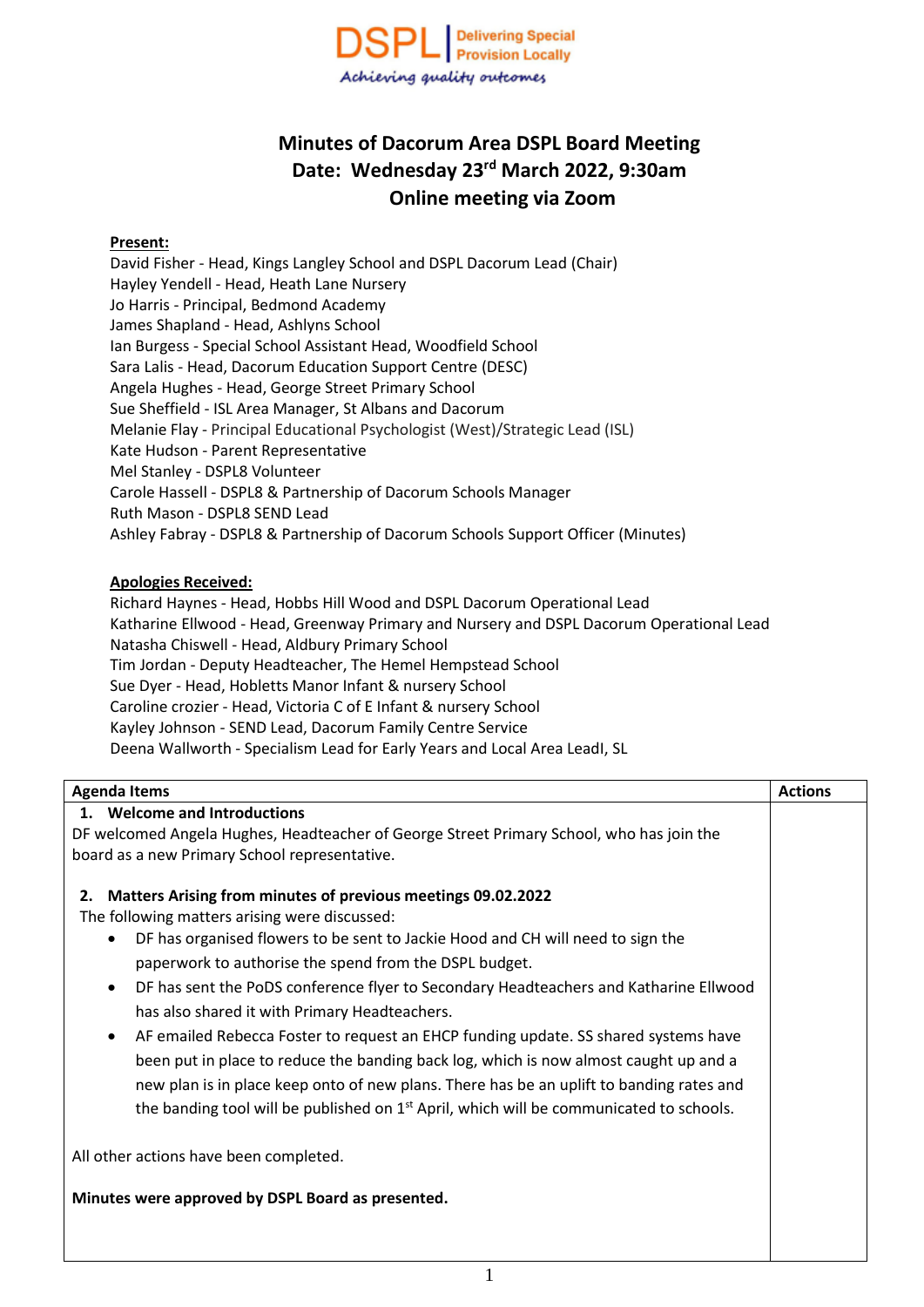DSPL | Delivering Special Provision Locally

*Achieving quality outcomes*

# Minutes of Dacorum Area DSPL Board Meeting
## Date: Wednesday 23rd March 2022, 9:30am
## Online meeting via Zoom

**Present:**

David Fisher - Head, Kings Langley School and DSPL Dacorum Lead (Chair)
Hayley Yendell - Head, Heath Lane Nursery
Jo Harris - Principal, Bedmond Academy
James Shapland - Head, Ashlyns School
Ian Burgess - Special School Assistant Head, Woodfield School
Sara Lalis - Head, Dacorum Education Support Centre (DESC)
Angela Hughes - Head, George Street Primary School
Sue Sheffield - ISL Area Manager, St Albans and Dacorum
Melanie Flay - Principal Educational Psychologist (West)/Strategic Lead (ISL)
Kate Hudson - Parent Representative
Mel Stanley - DSPL8 Volunteer
Carole Hassell - DSPL8 & Partnership of Dacorum Schools Manager
Ruth Mason - DSPL8 SEND Lead
Ashley Fabray - DSPL8 & Partnership of Dacorum Schools Support Officer (Minutes)

**Apologies Received:**

Richard Haynes - Head, Hobbs Hill Wood and DSPL Dacorum Operational Lead
Katharine Ellwood - Head, Greenway Primary and Nursery and DSPL Dacorum Operational Lead
Natasha Chiswell - Head, Aldbury Primary School
Tim Jordan - Deputy Headteacher, The Hemel Hempstead School
Sue Dyer - Head, Hobletts Manor Infant & nursery School
Caroline crozier - Head, Victoria C of E Infant & nursery School
Kayley Johnson - SEND Lead, Dacorum Family Centre Service
Deena Wallworth - Specialism Lead for Early Years and Local Area LeadI, SL

| Agenda Items | Actions |
|---|---|
| **1. Welcome and Introductions**<br>DF welcomed Angela Hughes, Headteacher of George Street Primary School, who has join the board as a new Primary School representative.<br><br>**2. Matters Arising from minutes of previous meetings 09.02.2022**<br>The following matters arising were discussed:<br>• DF has organised flowers to be sent to Jackie Hood and CH will need to sign the paperwork to authorise the spend from the DSPL budget.<br>• DF has sent the PoDS conference flyer to Secondary Headteachers and Katharine Ellwood has also shared it with Primary Headteachers.<br>• AF emailed Rebecca Foster to request an EHCP funding update. SS shared systems have been put in place to reduce the banding back log, which is now almost caught up and a new plan is in place keep onto of new plans. There has be an uplift to banding rates and the banding tool will be published on 1st April, which will be communicated to schools.<br><br>All other actions have been completed.<br><br>**Minutes were approved by DSPL Board as presented.** | |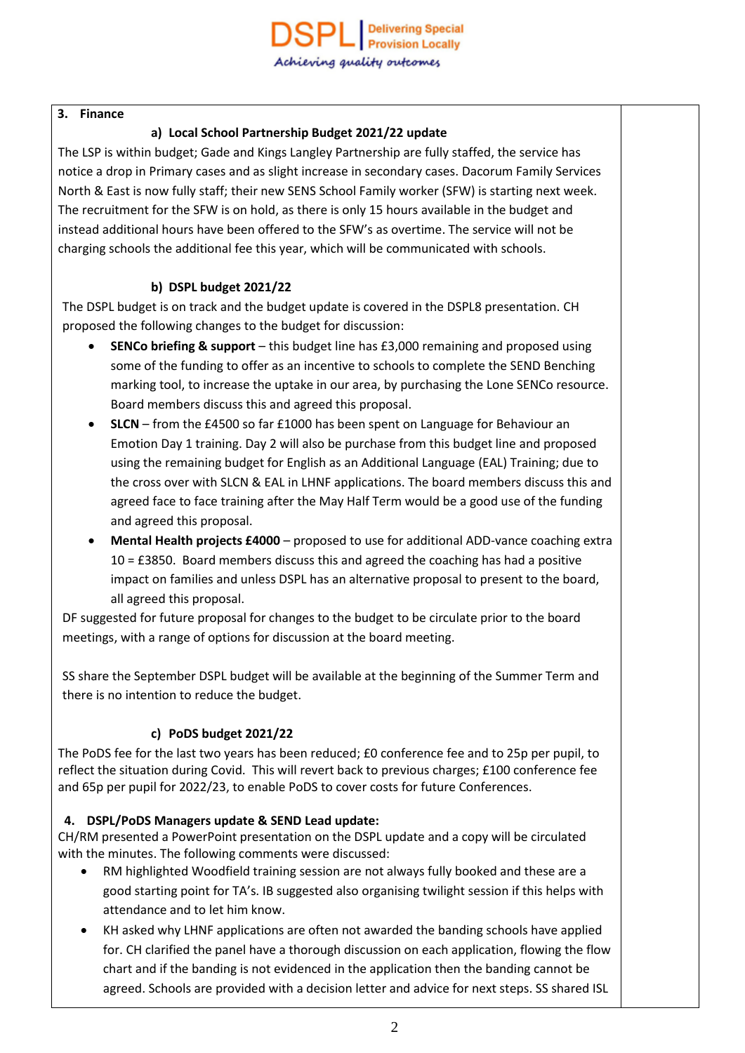## 3. Finance

### a) Local School Partnership Budget 2021/22 update

The LSP is within budget; Gade and Kings Langley Partnership are fully staffed, the service has notice a drop in Primary cases and as slight increase in secondary cases. Dacorum Family Services North & East is now fully staff; their new SENS School Family worker (SFW) is starting next week. The recruitment for the SFW is on hold, as there is only 15 hours available in the budget and instead additional hours have been offered to the SFW's as overtime. The service will not be charging schools the additional fee this year, which will be communicated with schools.

### b) DSPL budget 2021/22

The DSPL budget is on track and the budget update is covered in the DSPL8 presentation. CH proposed the following changes to the budget for discussion:

- **SENCo briefing & support** – this budget line has £3,000 remaining and proposed using some of the funding to offer as an incentive to schools to complete the SEND Benching marking tool, to increase the uptake in our area, by purchasing the Lone SENCo resource. Board members discuss this and agreed this proposal.
- **SLCN** – from the £4500 so far £1000 has been spent on Language for Behaviour an Emotion Day 1 training. Day 2 will also be purchase from this budget line and proposed using the remaining budget for English as an Additional Language (EAL) Training; due to the cross over with SLCN & EAL in LHNF applications. The board members discuss this and agreed face to face training after the May Half Term would be a good use of the funding and agreed this proposal.
- **Mental Health projects £4000** – proposed to use for additional ADD-vance coaching extra 10 = £3850. Board members discuss this and agreed the coaching has had a positive impact on families and unless DSPL has an alternative proposal to present to the board, all agreed this proposal.

DF suggested for future proposal for changes to the budget to be circulate prior to the board meetings, with a range of options for discussion at the board meeting.

SS share the September DSPL budget will be available at the beginning of the Summer Term and there is no intention to reduce the budget.

### c) PoDS budget 2021/22

The PoDS fee for the last two years has been reduced; £0 conference fee and to 25p per pupil, to reflect the situation during Covid. This will revert back to previous charges; £100 conference fee and 65p per pupil for 2022/23, to enable PoDS to cover costs for future Conferences.

## 4. DSPL/PoDS Managers update & SEND Lead update:

CH/RM presented a PowerPoint presentation on the DSPL update and a copy will be circulated with the minutes. The following comments were discussed:

- RM highlighted Woodfield training session are not always fully booked and these are a good starting point for TA's. IB suggested also organising twilight session if this helps with attendance and to let him know.
- KH asked why LHNF applications are often not awarded the banding schools have applied for. CH clarified the panel have a thorough discussion on each application, flowing the flow chart and if the banding is not evidenced in the application then the banding cannot be agreed. Schools are provided with a decision letter and advice for next steps. SS shared ISL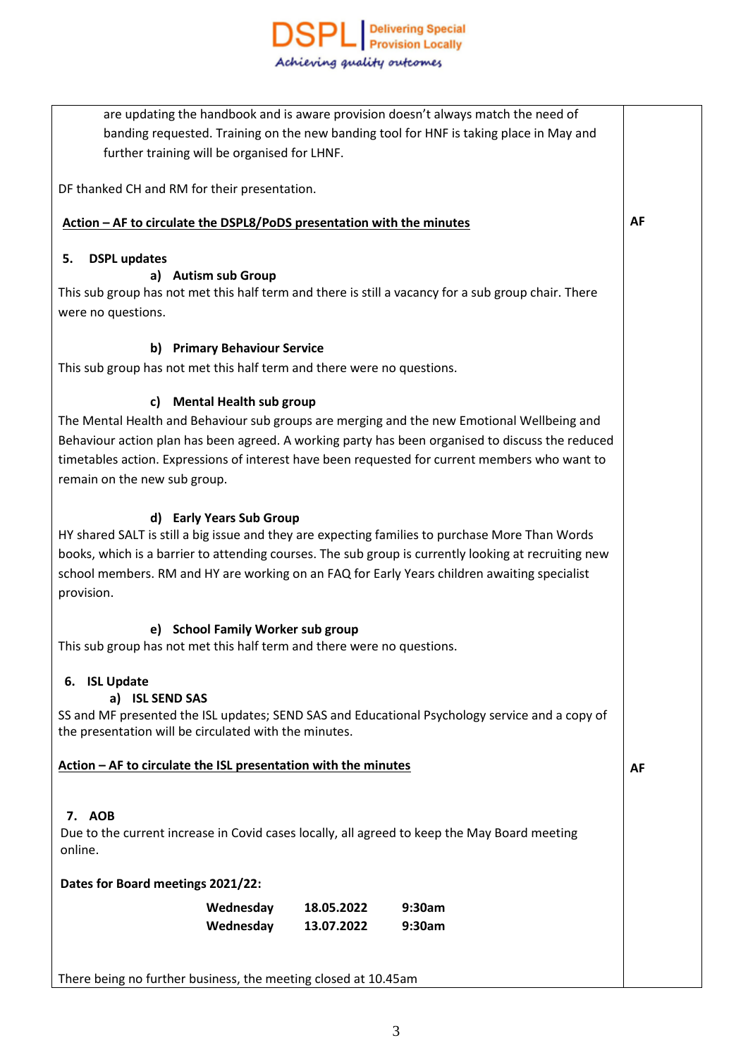are updating the handbook and is aware provision doesn't always match the need of banding requested. Training on the new banding tool for HNF is taking place in May and further training will be organised for LHNF.

DF thanked CH and RM for their presentation.

**Action – AF to circulate the DSPL8/PoDS presentation with the minutes** — **AF**

**5. DSPL updates**

**a) Autism sub Group**

This sub group has not met this half term and there is still a vacancy for a sub group chair. There were no questions.

**b) Primary Behaviour Service**

This sub group has not met this half term and there were no questions.

**c) Mental Health sub group**

The Mental Health and Behaviour sub groups are merging and the new Emotional Wellbeing and Behaviour action plan has been agreed. A working party has been organised to discuss the reduced timetables action. Expressions of interest have been requested for current members who want to remain on the new sub group.

**d) Early Years Sub Group**

HY shared SALT is still a big issue and they are expecting families to purchase More Than Words books, which is a barrier to attending courses. The sub group is currently looking at recruiting new school members. RM and HY are working on an FAQ for Early Years children awaiting specialist provision.

**e) School Family Worker sub group**

This sub group has not met this half term and there were no questions.

**6. ISL Update**

**a) ISL SEND SAS**

SS and MF presented the ISL updates; SEND SAS and Educational Psychology service and a copy of the presentation will be circulated with the minutes.

**Action – AF to circulate the ISL presentation with the minutes** — **AF**

**7. AOB**

Due to the current increase in Covid cases locally, all agreed to keep the May Board meeting online.

**Dates for Board meetings 2021/22:**

| | | |
|---|---|---|
| **Wednesday** | **18.05.2022** | **9:30am** |
| **Wednesday** | **13.07.2022** | **9:30am** |

There being no further business, the meeting closed at 10.45am